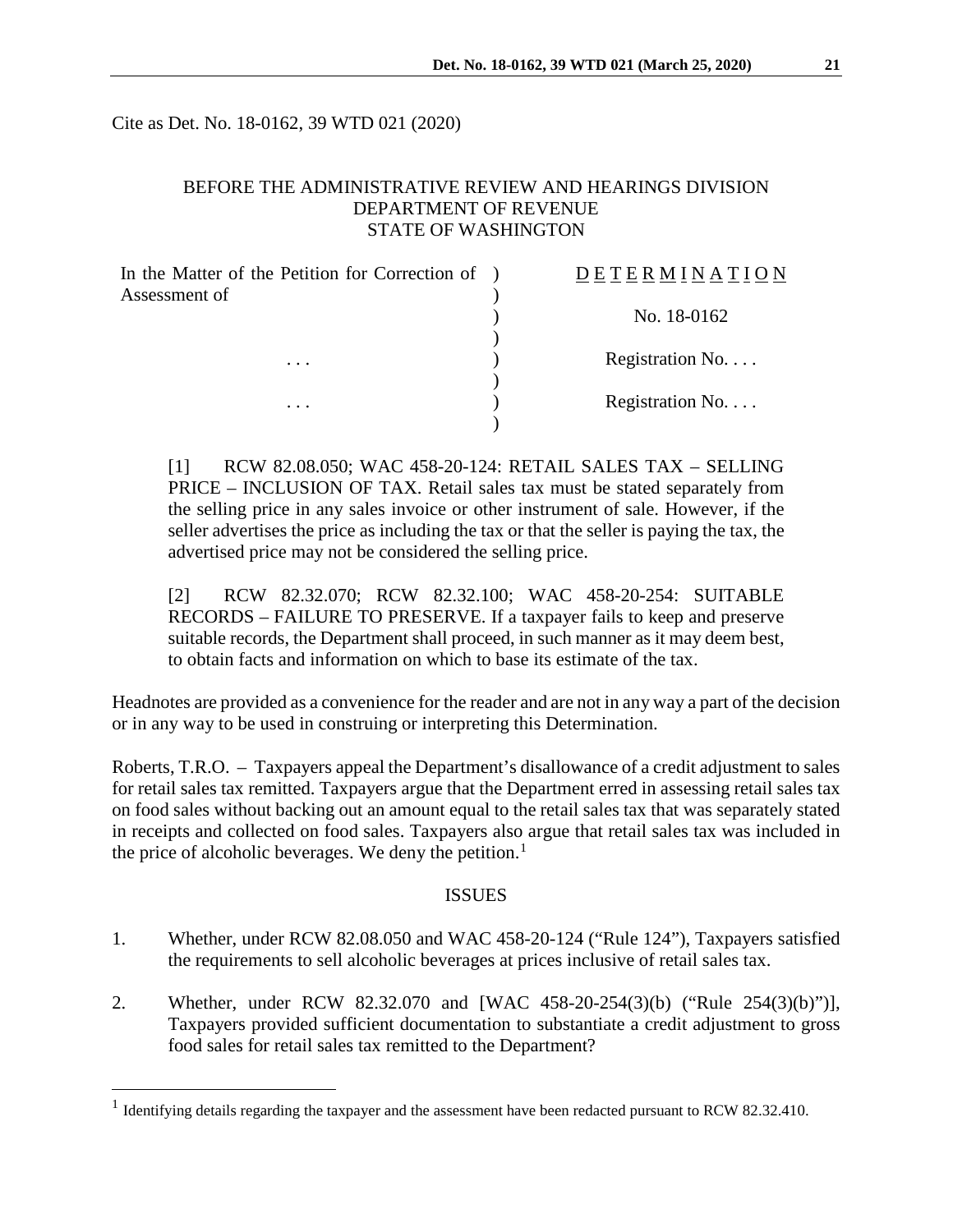Cite as Det. No. 18-0162, 39 WTD 021 (2020)

BEFORE THE ADMINISTRATIVE REVIEW AND HEARINGS DIVISION
DEPARTMENT OF REVENUE
STATE OF WASHINGTON

| In the Matter of the Petition for Correction of Assessment of | ) | DETERMINATION |
|---|---|---|
| | ) | No. 18-0162 |
| . . . | ) | Registration No. . . . |
| . . . | ) | Registration No. . . . |

[1] RCW 82.08.050; WAC 458-20-124: RETAIL SALES TAX – SELLING PRICE – INCLUSION OF TAX. Retail sales tax must be stated separately from the selling price in any sales invoice or other instrument of sale. However, if the seller advertises the price as including the tax or that the seller is paying the tax, the advertised price may not be considered the selling price.

[2] RCW 82.32.070; RCW 82.32.100; WAC 458-20-254: SUITABLE RECORDS – FAILURE TO PRESERVE. If a taxpayer fails to keep and preserve suitable records, the Department shall proceed, in such manner as it may deem best, to obtain facts and information on which to base its estimate of the tax.

Headnotes are provided as a convenience for the reader and are not in any way a part of the decision or in any way to be used in construing or interpreting this Determination.

Roberts, T.R.O. – Taxpayers appeal the Department's disallowance of a credit adjustment to sales for retail sales tax remitted. Taxpayers argue that the Department erred in assessing retail sales tax on food sales without backing out an amount equal to the retail sales tax that was separately stated in receipts and collected on food sales. Taxpayers also argue that retail sales tax was included in the price of alcoholic beverages. We deny the petition.[1]

## ISSUES

1. Whether, under RCW 82.08.050 and WAC 458-20-124 ("Rule 124"), Taxpayers satisfied the requirements to sell alcoholic beverages at prices inclusive of retail sales tax.

2. Whether, under RCW 82.32.070 and [WAC 458-20-254(3)(b) ("Rule 254(3)(b)")], Taxpayers provided sufficient documentation to substantiate a credit adjustment to gross food sales for retail sales tax remitted to the Department?

[1] Identifying details regarding the taxpayer and the assessment have been redacted pursuant to RCW 82.32.410.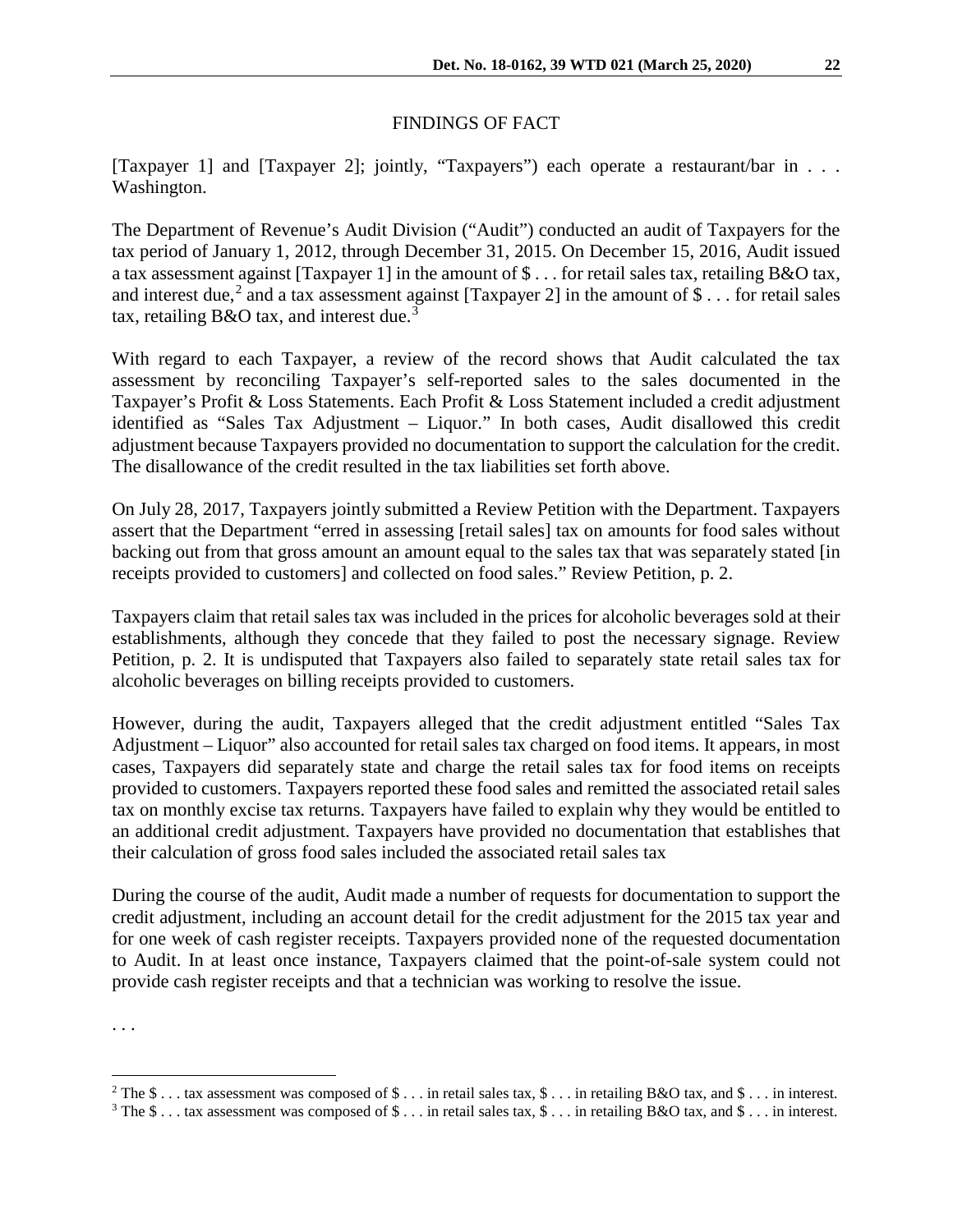## FINDINGS OF FACT

[Taxpayer 1] and [Taxpayer 2]; jointly, "Taxpayers") each operate a restaurant/bar in . . . Washington.

The Department of Revenue's Audit Division ("Audit") conducted an audit of Taxpayers for the tax period of January 1, 2012, through December 31, 2015. On December 15, 2016, Audit issued a tax assessment against [Taxpayer 1] in the amount of $ . . . for retail sales tax, retailing B&O tax, and interest due,[2] and a tax assessment against [Taxpayer 2] in the amount of $ . . . for retail sales tax, retailing B&O tax, and interest due.[3]

With regard to each Taxpayer, a review of the record shows that Audit calculated the tax assessment by reconciling Taxpayer's self-reported sales to the sales documented in the Taxpayer's Profit & Loss Statements. Each Profit & Loss Statement included a credit adjustment identified as "Sales Tax Adjustment – Liquor." In both cases, Audit disallowed this credit adjustment because Taxpayers provided no documentation to support the calculation for the credit. The disallowance of the credit resulted in the tax liabilities set forth above.

On July 28, 2017, Taxpayers jointly submitted a Review Petition with the Department. Taxpayers assert that the Department "erred in assessing [retail sales] tax on amounts for food sales without backing out from that gross amount an amount equal to the sales tax that was separately stated [in receipts provided to customers] and collected on food sales." Review Petition, p. 2.

Taxpayers claim that retail sales tax was included in the prices for alcoholic beverages sold at their establishments, although they concede that they failed to post the necessary signage. Review Petition, p. 2. It is undisputed that Taxpayers also failed to separately state retail sales tax for alcoholic beverages on billing receipts provided to customers.

However, during the audit, Taxpayers alleged that the credit adjustment entitled "Sales Tax Adjustment – Liquor" also accounted for retail sales tax charged on food items. It appears, in most cases, Taxpayers did separately state and charge the retail sales tax for food items on receipts provided to customers. Taxpayers reported these food sales and remitted the associated retail sales tax on monthly excise tax returns. Taxpayers have failed to explain why they would be entitled to an additional credit adjustment. Taxpayers have provided no documentation that establishes that their calculation of gross food sales included the associated retail sales tax

During the course of the audit, Audit made a number of requests for documentation to support the credit adjustment, including an account detail for the credit adjustment for the 2015 tax year and for one week of cash register receipts. Taxpayers provided none of the requested documentation to Audit. In at least once instance, Taxpayers claimed that the point-of-sale system could not provide cash register receipts and that a technician was working to resolve the issue.

. . .

---

[2] The $ . . . tax assessment was composed of $ . . . in retail sales tax, $ . . . in retailing B&O tax, and $ . . . in interest.

[3] The $ . . . tax assessment was composed of $ . . . in retail sales tax, $ . . . in retailing B&O tax, and $ . . . in interest.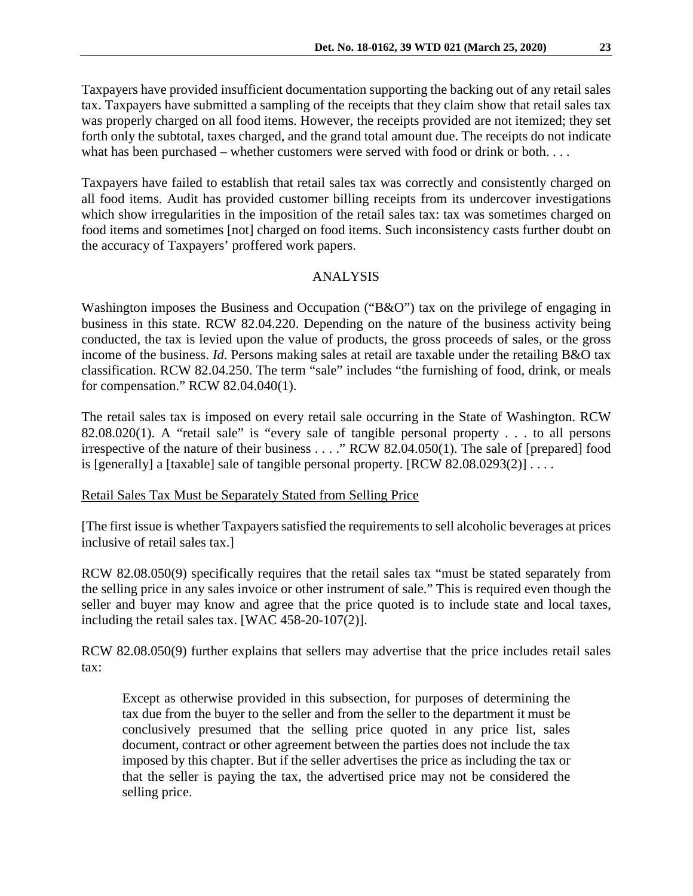Taxpayers have provided insufficient documentation supporting the backing out of any retail sales tax. Taxpayers have submitted a sampling of the receipts that they claim show that retail sales tax was properly charged on all food items. However, the receipts provided are not itemized; they set forth only the subtotal, taxes charged, and the grand total amount due. The receipts do not indicate what has been purchased – whether customers were served with food or drink or both. . . .

Taxpayers have failed to establish that retail sales tax was correctly and consistently charged on all food items. Audit has provided customer billing receipts from its undercover investigations which show irregularities in the imposition of the retail sales tax: tax was sometimes charged on food items and sometimes [not] charged on food items. Such inconsistency casts further doubt on the accuracy of Taxpayers' proffered work papers.

## ANALYSIS

Washington imposes the Business and Occupation ("B&O") tax on the privilege of engaging in business in this state. RCW 82.04.220. Depending on the nature of the business activity being conducted, the tax is levied upon the value of products, the gross proceeds of sales, or the gross income of the business. *Id*. Persons making sales at retail are taxable under the retailing B&O tax classification. RCW 82.04.250. The term "sale" includes "the furnishing of food, drink, or meals for compensation." RCW 82.04.040(1).

The retail sales tax is imposed on every retail sale occurring in the State of Washington. RCW 82.08.020(1). A "retail sale" is "every sale of tangible personal property . . . to all persons irrespective of the nature of their business . . . ." RCW 82.04.050(1). The sale of [prepared] food is [generally] a [taxable] sale of tangible personal property. [RCW 82.08.0293(2)] . . . .

### Retail Sales Tax Must be Separately Stated from Selling Price

[The first issue is whether Taxpayers satisfied the requirements to sell alcoholic beverages at prices inclusive of retail sales tax.]

RCW 82.08.050(9) specifically requires that the retail sales tax "must be stated separately from the selling price in any sales invoice or other instrument of sale." This is required even though the seller and buyer may know and agree that the price quoted is to include state and local taxes, including the retail sales tax. [WAC 458-20-107(2)].

RCW 82.08.050(9) further explains that sellers may advertise that the price includes retail sales tax:

> Except as otherwise provided in this subsection, for purposes of determining the tax due from the buyer to the seller and from the seller to the department it must be conclusively presumed that the selling price quoted in any price list, sales document, contract or other agreement between the parties does not include the tax imposed by this chapter. But if the seller advertises the price as including the tax or that the seller is paying the tax, the advertised price may not be considered the selling price.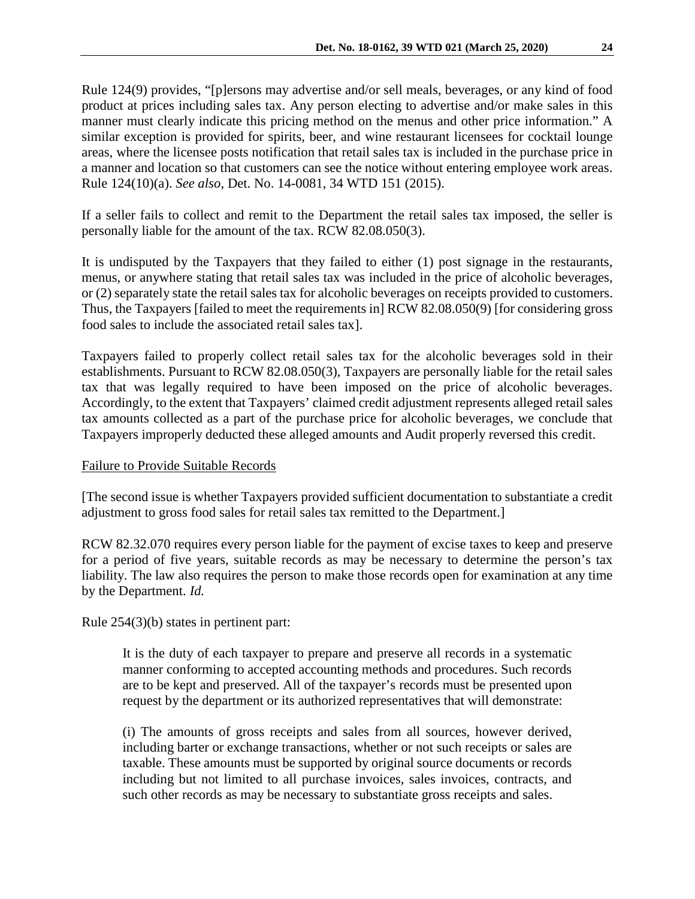Rule 124(9) provides, "[p]ersons may advertise and/or sell meals, beverages, or any kind of food product at prices including sales tax. Any person electing to advertise and/or make sales in this manner must clearly indicate this pricing method on the menus and other price information." A similar exception is provided for spirits, beer, and wine restaurant licensees for cocktail lounge areas, where the licensee posts notification that retail sales tax is included in the purchase price in a manner and location so that customers can see the notice without entering employee work areas. Rule 124(10)(a). *See also*, Det. No. 14-0081, 34 WTD 151 (2015).

If a seller fails to collect and remit to the Department the retail sales tax imposed, the seller is personally liable for the amount of the tax. RCW 82.08.050(3).

It is undisputed by the Taxpayers that they failed to either (1) post signage in the restaurants, menus, or anywhere stating that retail sales tax was included in the price of alcoholic beverages, or (2) separately state the retail sales tax for alcoholic beverages on receipts provided to customers. Thus, the Taxpayers [failed to meet the requirements in] RCW 82.08.050(9) [for considering gross food sales to include the associated retail sales tax].

Taxpayers failed to properly collect retail sales tax for the alcoholic beverages sold in their establishments. Pursuant to RCW 82.08.050(3), Taxpayers are personally liable for the retail sales tax that was legally required to have been imposed on the price of alcoholic beverages. Accordingly, to the extent that Taxpayers' claimed credit adjustment represents alleged retail sales tax amounts collected as a part of the purchase price for alcoholic beverages, we conclude that Taxpayers improperly deducted these alleged amounts and Audit properly reversed this credit.

Failure to Provide Suitable Records

[The second issue is whether Taxpayers provided sufficient documentation to substantiate a credit adjustment to gross food sales for retail sales tax remitted to the Department.]

RCW 82.32.070 requires every person liable for the payment of excise taxes to keep and preserve for a period of five years, suitable records as may be necessary to determine the person's tax liability. The law also requires the person to make those records open for examination at any time by the Department. *Id.*

Rule 254(3)(b) states in pertinent part:

> It is the duty of each taxpayer to prepare and preserve all records in a systematic manner conforming to accepted accounting methods and procedures. Such records are to be kept and preserved. All of the taxpayer's records must be presented upon request by the department or its authorized representatives that will demonstrate:
>
> (i) The amounts of gross receipts and sales from all sources, however derived, including barter or exchange transactions, whether or not such receipts or sales are taxable. These amounts must be supported by original source documents or records including but not limited to all purchase invoices, sales invoices, contracts, and such other records as may be necessary to substantiate gross receipts and sales.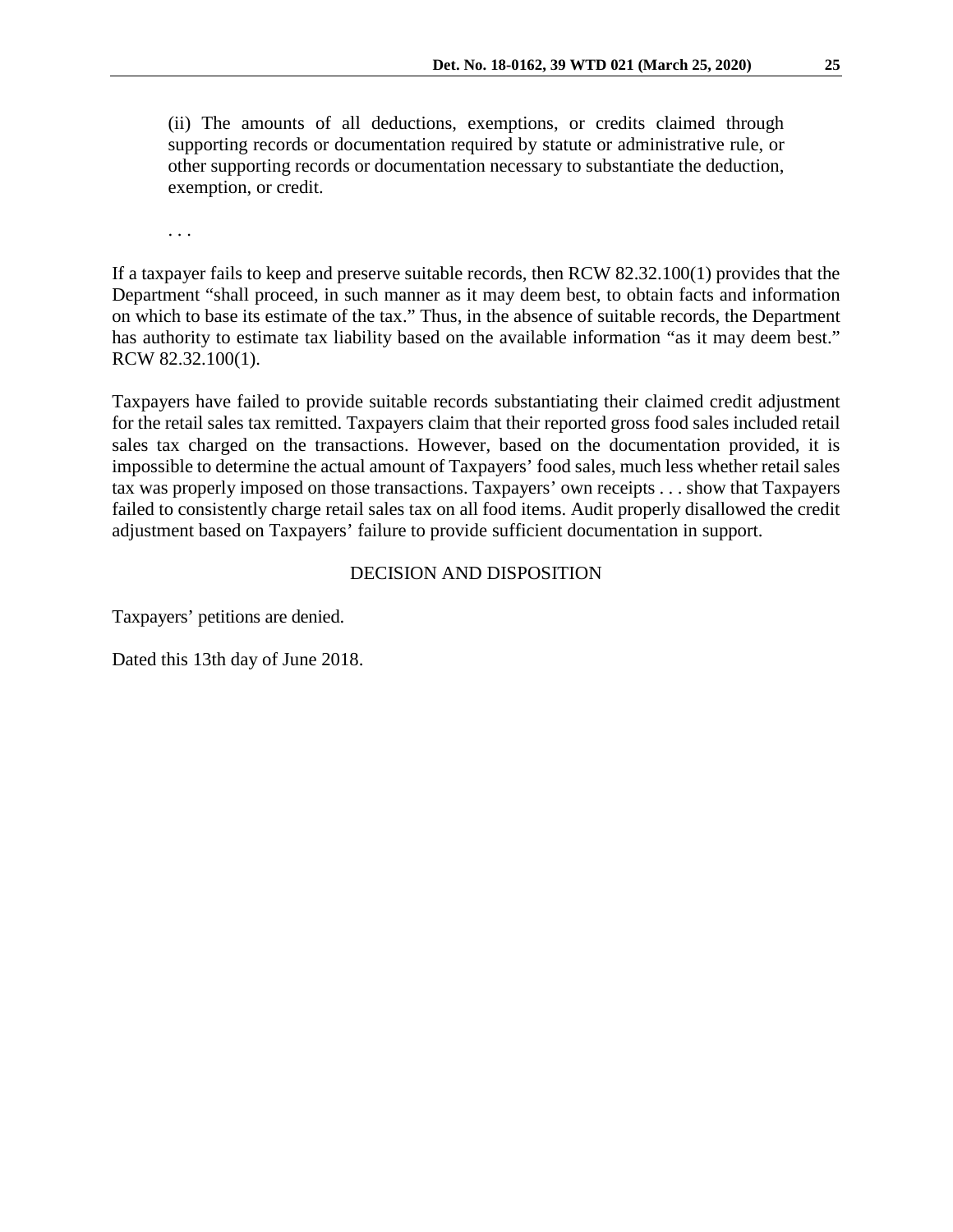(ii) The amounts of all deductions, exemptions, or credits claimed through supporting records or documentation required by statute or administrative rule, or other supporting records or documentation necessary to substantiate the deduction, exemption, or credit.

. . .

If a taxpayer fails to keep and preserve suitable records, then RCW 82.32.100(1) provides that the Department "shall proceed, in such manner as it may deem best, to obtain facts and information on which to base its estimate of the tax." Thus, in the absence of suitable records, the Department has authority to estimate tax liability based on the available information "as it may deem best." RCW 82.32.100(1).

Taxpayers have failed to provide suitable records substantiating their claimed credit adjustment for the retail sales tax remitted. Taxpayers claim that their reported gross food sales included retail sales tax charged on the transactions. However, based on the documentation provided, it is impossible to determine the actual amount of Taxpayers' food sales, much less whether retail sales tax was properly imposed on those transactions. Taxpayers' own receipts . . . show that Taxpayers failed to consistently charge retail sales tax on all food items. Audit properly disallowed the credit adjustment based on Taxpayers' failure to provide sufficient documentation in support.

## DECISION AND DISPOSITION

Taxpayers' petitions are denied.

Dated this 13th day of June 2018.